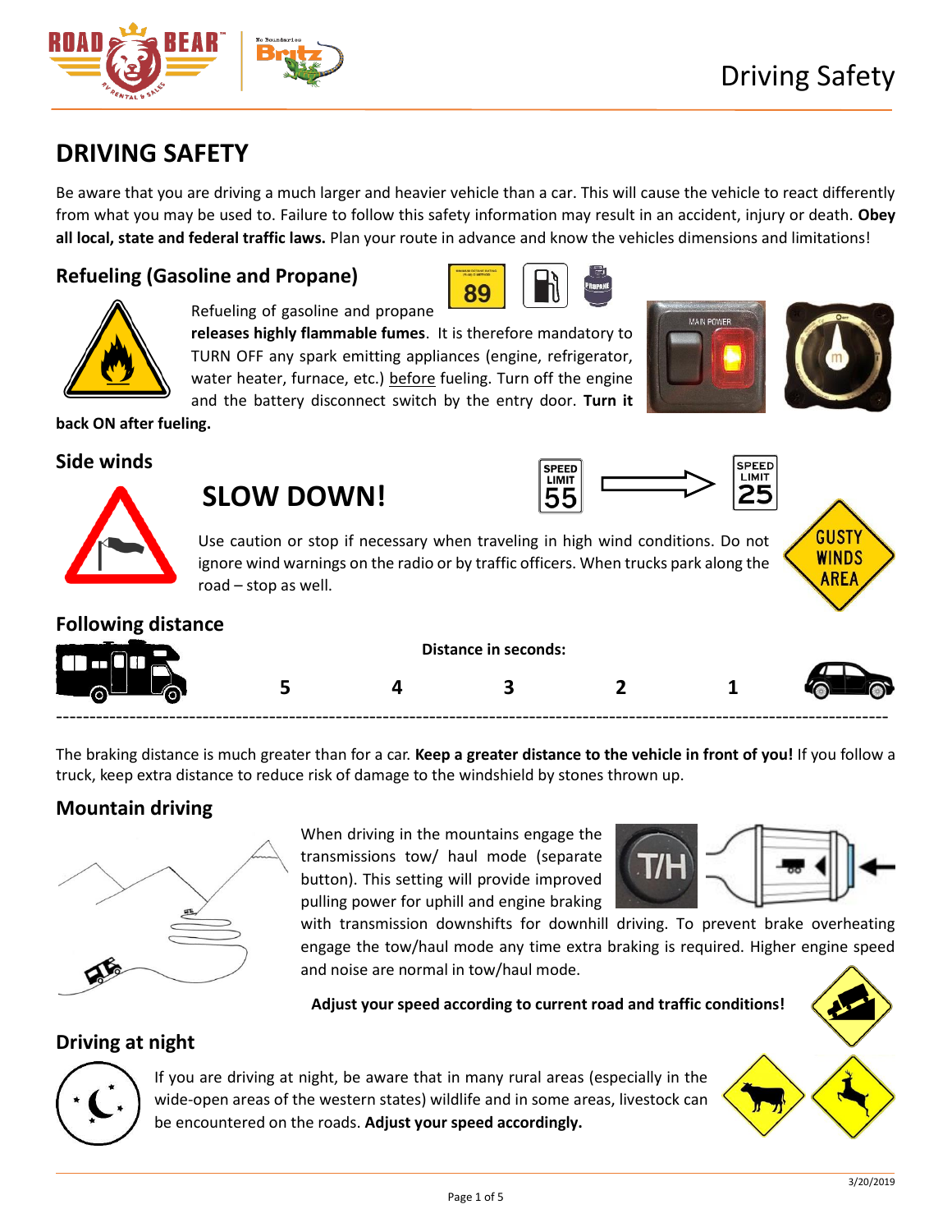# DRIVING SAFETY

Be aware that you are driving a much larger and heavier vehicle than a car. This will cause the vehicle to react differently from what you may be used to. Failure to follow this safety information may result in an accident, injury or death. **Obey all local, state and federal traffic laws.** Plan your route in advance and know the vehicles dimensions and limitations!

## Refueling (Gasoline and Propane)

Refueling of gasoline and propane **releases highly flammable fumes**. It is therefore mandatory to TURN OFF any spark emitting appliances (engine, refrigerator, water heater, furnace, etc.) before fueling. Turn off the engine and the battery disconnect switch by the entry door. **Turn it back ON after fueling.**

## Side winds

**SLOW DOWN!**

Use caution or stop if necessary when traveling in high wind conditions. Do not ignore wind warnings on the radio or by traffic officers. When trucks park along the road – stop as well.

## Following distance

**Distance in seconds:**

5 4 3 2 1

The braking distance is much greater than for a car. **Keep a greater distance to the vehicle in front of you!** If you follow a truck, keep extra distance to reduce risk of damage to the windshield by stones thrown up.

## Mountain driving

When driving in the mountains engage the transmissions tow/ haul mode (separate button). This setting will provide improved pulling power for uphill and engine braking with transmission downshifts for downhill driving. To prevent brake overheating engage the tow/haul mode any time extra braking is required. Higher engine speed and noise are normal in tow/haul mode.

**Adjust your speed according to current road and traffic conditions!**

## Driving at night

If you are driving at night, be aware that in many rural areas (especially in the wide-open areas of the western states) wildlife and in some areas, livestock can be encountered on the roads. **Adjust your speed accordingly.**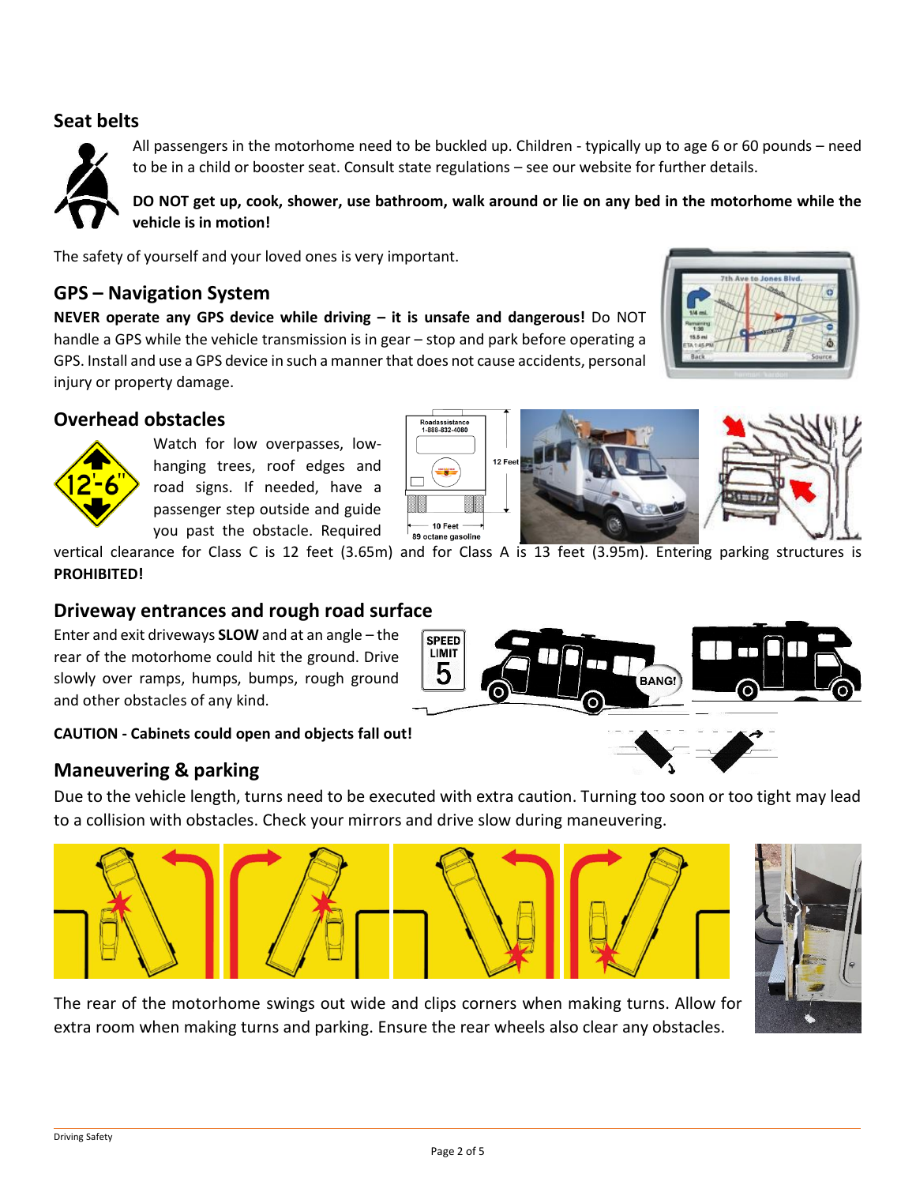## Seat belts

All passengers in the motorhome need to be buckled up. Children - typically up to age 6 or 60 pounds – need to be in a child or booster seat. Consult state regulations – see our website for further details.

**DO NOT get up, cook, shower, use bathroom, walk around or lie on any bed in the motorhome while the vehicle is in motion!**

The safety of yourself and your loved ones is very important.

## GPS – Navigation System

**NEVER operate any GPS device while driving – it is unsafe and dangerous!** Do NOT handle a GPS while the vehicle transmission is in gear – stop and park before operating a GPS. Install and use a GPS device in such a manner that does not cause accidents, personal injury or property damage.

## Overhead obstacles

Watch for low overpasses, low-hanging trees, roof edges and road signs. If needed, have a passenger step outside and guide you past the obstacle. Required vertical clearance for Class C is 12 feet (3.65m) and for Class A is 13 feet (3.95m). Entering parking structures is **PROHIBITED!**

## Driveway entrances and rough road surface

Enter and exit driveways **SLOW** and at an angle – the rear of the motorhome could hit the ground. Drive slowly over ramps, humps, bumps, rough ground and other obstacles of any kind.

**CAUTION - Cabinets could open and objects fall out!**

## Maneuvering & parking

Due to the vehicle length, turns need to be executed with extra caution. Turning too soon or too tight may lead to a collision with obstacles. Check your mirrors and drive slow during maneuvering.

The rear of the motorhome swings out wide and clips corners when making turns. Allow for extra room when making turns and parking. Ensure the rear wheels also clear any obstacles.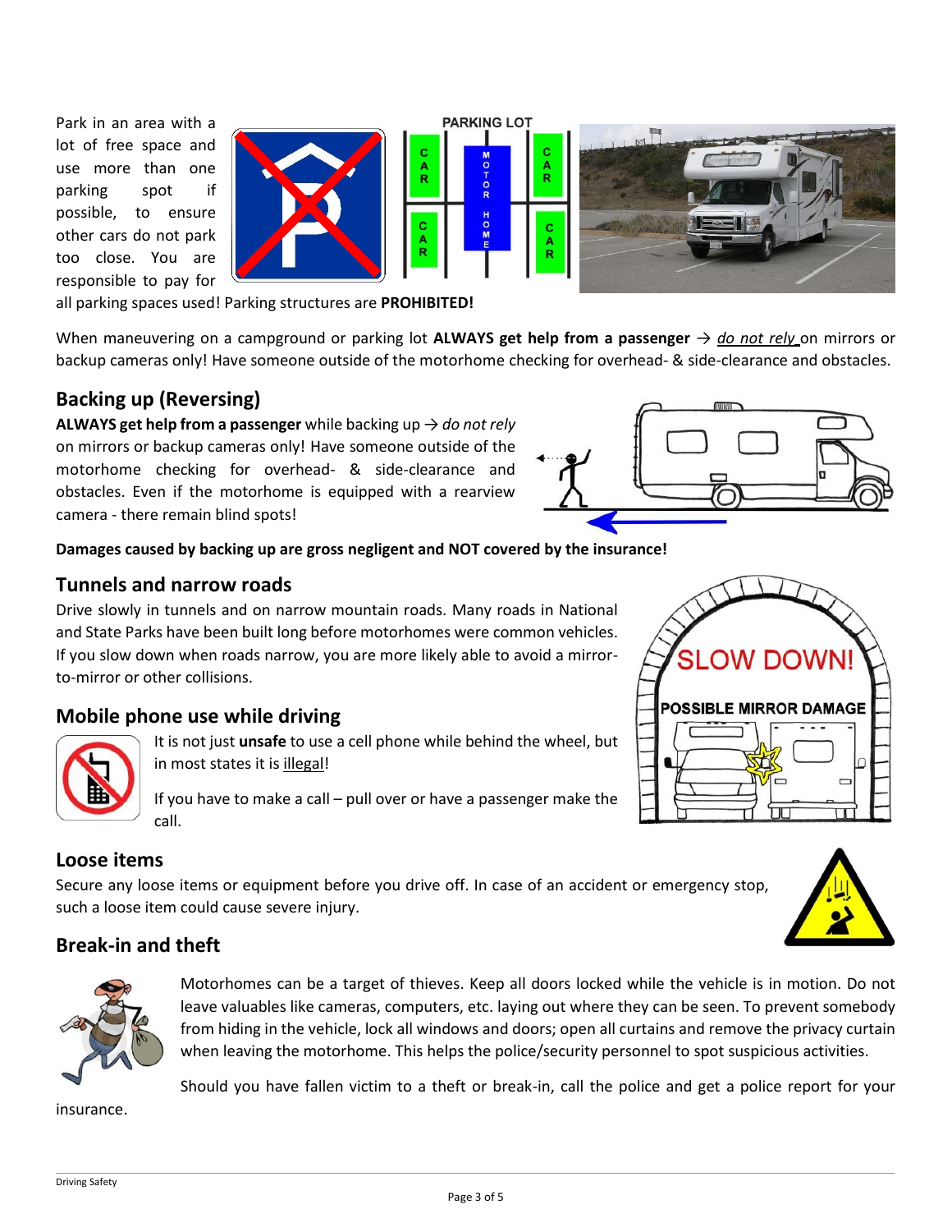Park in an area with a lot of free space and use more than one parking spot if possible, to ensure other cars do not park too close. You are responsible to pay for all parking spaces used! Parking structures are **PROHIBITED!**

When maneuvering on a campground or parking lot **ALWAYS get help from a passenger** → *do not rely* on mirrors or backup cameras only! Have someone outside of the motorhome checking for overhead- & side-clearance and obstacles.

## Backing up (Reversing)

**ALWAYS get help from a passenger** while backing up → *do not rely* on mirrors or backup cameras only! Have someone outside of the motorhome checking for overhead- & side-clearance and obstacles. Even if the motorhome is equipped with a rearview camera - there remain blind spots!

**Damages caused by backing up are gross negligent and NOT covered by the insurance!**

## Tunnels and narrow roads

Drive slowly in tunnels and on narrow mountain roads. Many roads in National and State Parks have been built long before motorhomes were common vehicles. If you slow down when roads narrow, you are more likely able to avoid a mirror-to-mirror or other collisions.

## Mobile phone use while driving

It is not just **unsafe** to use a cell phone while behind the wheel, but in most states it is illegal!

If you have to make a call – pull over or have a passenger make the call.

## Loose items

Secure any loose items or equipment before you drive off. In case of an accident or emergency stop, such a loose item could cause severe injury.

## Break-in and theft

Motorhomes can be a target of thieves. Keep all doors locked while the vehicle is in motion. Do not leave valuables like cameras, computers, etc. laying out where they can be seen. To prevent somebody from hiding in the vehicle, lock all windows and doors; open all curtains and remove the privacy curtain when leaving the motorhome. This helps the police/security personnel to spot suspicious activities.

Should you have fallen victim to a theft or break-in, call the police and get a police report for your insurance.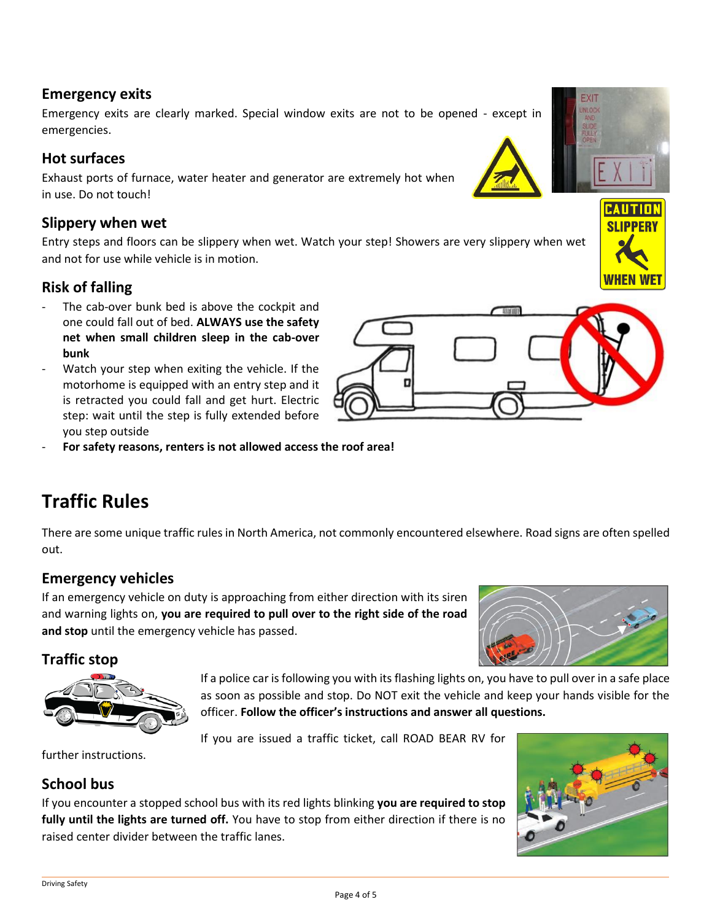## Emergency exits

Emergency exits are clearly marked. Special window exits are not to be opened - except in emergencies.

## Hot surfaces

Exhaust ports of furnace, water heater and generator are extremely hot when in use. Do not touch!

## Slippery when wet

Entry steps and floors can be slippery when wet. Watch your step! Showers are very slippery when wet and not for use while vehicle is in motion.

## Risk of falling

- The cab-over bunk bed is above the cockpit and one could fall out of bed. **ALWAYS use the safety net when small children sleep in the cab-over bunk**
- Watch your step when exiting the vehicle. If the motorhome is equipped with an entry step and it is retracted you could fall and get hurt. Electric step: wait until the step is fully extended before you step outside
- **For safety reasons, renters is not allowed access the roof area!**

# Traffic Rules

There are some unique traffic rules in North America, not commonly encountered elsewhere. Road signs are often spelled out.

## Emergency vehicles

If an emergency vehicle on duty is approaching from either direction with its siren and warning lights on, **you are required to pull over to the right side of the road and stop** until the emergency vehicle has passed.

## Traffic stop

If a police car is following you with its flashing lights on, you have to pull over in a safe place as soon as possible and stop. Do NOT exit the vehicle and keep your hands visible for the officer. **Follow the officer's instructions and answer all questions.**

If you are issued a traffic ticket, call ROAD BEAR RV for further instructions.

## School bus

If you encounter a stopped school bus with its red lights blinking **you are required to stop fully until the lights are turned off.** You have to stop from either direction if there is no raised center divider between the traffic lanes.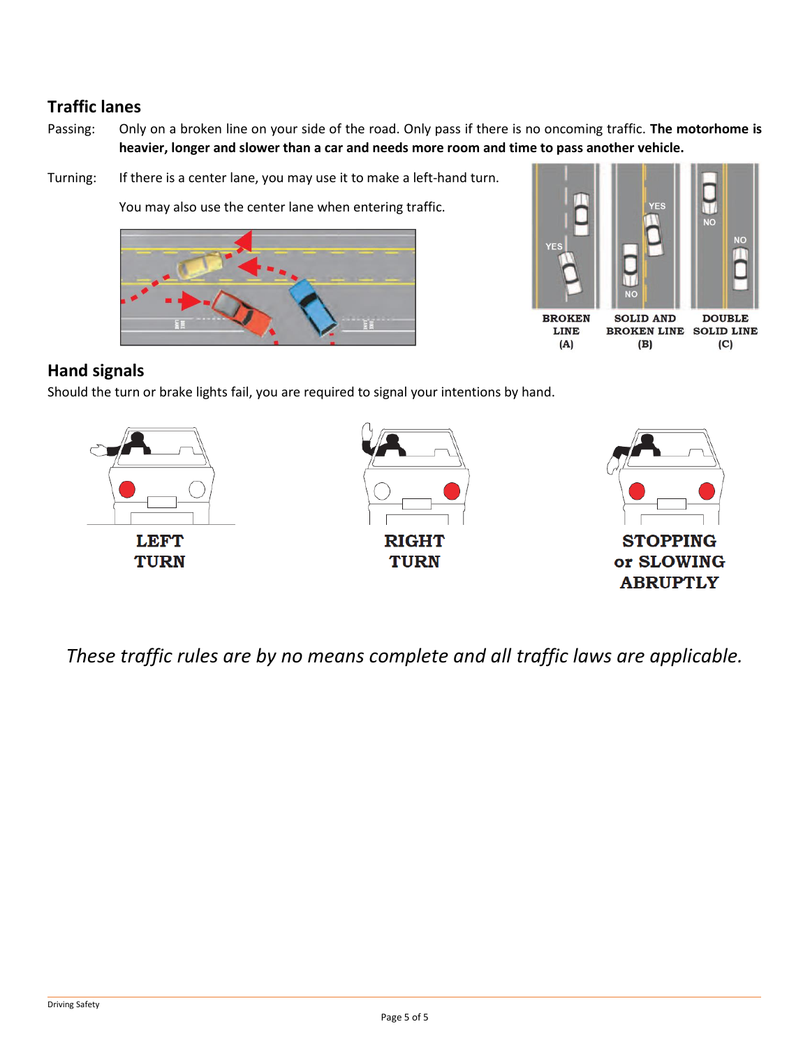## Traffic lanes

Passing: Only on a broken line on your side of the road. Only pass if there is no oncoming traffic. **The motorhome is heavier, longer and slower than a car and needs more room and time to pass another vehicle.**

Turning: If there is a center lane, you may use it to make a left-hand turn.

You may also use the center lane when entering traffic.

YES

BROKEN LINE (A)

YES

NO

SOLID AND BROKEN LINE (B)

NO

NO

DOUBLE SOLID LINE (C)

## Hand signals

Should the turn or brake lights fail, you are required to signal your intentions by hand.

LEFT TURN

RIGHT TURN

STOPPING or SLOWING ABRUPTLY

*These traffic rules are by no means complete and all traffic laws are applicable.*